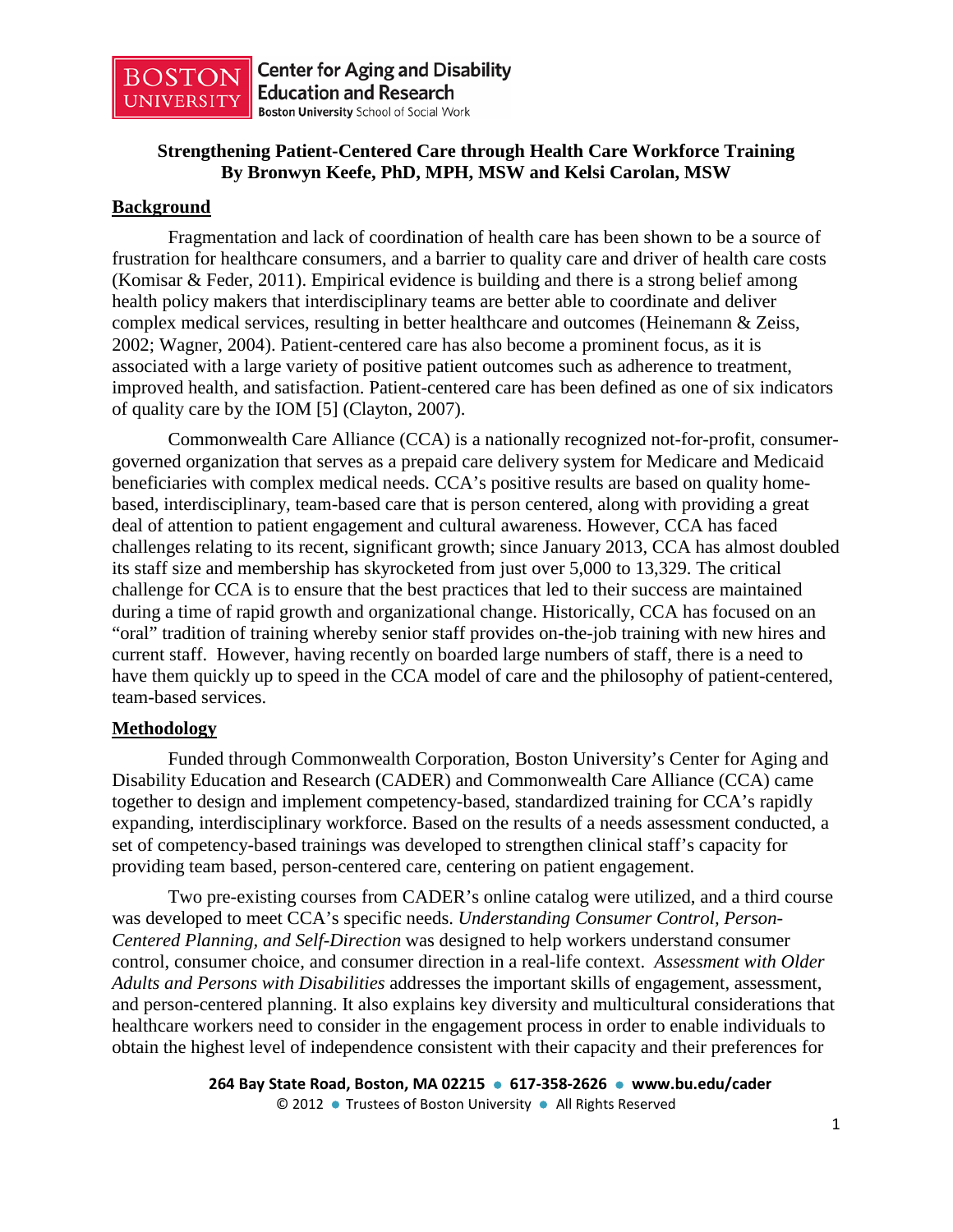**Strengthening Patient-Centered Care through Health Care Workforce Training**
**By Bronwyn Keefe, PhD, MPH, MSW and Kelsi Carolan, MSW**

## Background

Fragmentation and lack of coordination of health care has been shown to be a source of frustration for healthcare consumers, and a barrier to quality care and driver of health care costs (Komisar & Feder, 2011). Empirical evidence is building and there is a strong belief among health policy makers that interdisciplinary teams are better able to coordinate and deliver complex medical services, resulting in better healthcare and outcomes (Heinemann & Zeiss, 2002; Wagner, 2004). Patient-centered care has also become a prominent focus, as it is associated with a large variety of positive patient outcomes such as adherence to treatment, improved health, and satisfaction. Patient-centered care has been defined as one of six indicators of quality care by the IOM [5] (Clayton, 2007).

Commonwealth Care Alliance (CCA) is a nationally recognized not-for-profit, consumer-governed organization that serves as a prepaid care delivery system for Medicare and Medicaid beneficiaries with complex medical needs. CCA's positive results are based on quality home-based, interdisciplinary, team-based care that is person centered, along with providing a great deal of attention to patient engagement and cultural awareness. However, CCA has faced challenges relating to its recent, significant growth; since January 2013, CCA has almost doubled its staff size and membership has skyrocketed from just over 5,000 to 13,329. The critical challenge for CCA is to ensure that the best practices that led to their success are maintained during a time of rapid growth and organizational change. Historically, CCA has focused on an "oral" tradition of training whereby senior staff provides on-the-job training with new hires and current staff. However, having recently on boarded large numbers of staff, there is a need to have them quickly up to speed in the CCA model of care and the philosophy of patient-centered, team-based services.

## Methodology

Funded through Commonwealth Corporation, Boston University's Center for Aging and Disability Education and Research (CADER) and Commonwealth Care Alliance (CCA) came together to design and implement competency-based, standardized training for CCA's rapidly expanding, interdisciplinary workforce. Based on the results of a needs assessment conducted, a set of competency-based trainings was developed to strengthen clinical staff's capacity for providing team based, person-centered care, centering on patient engagement.

Two pre-existing courses from CADER's online catalog were utilized, and a third course was developed to meet CCA's specific needs. *Understanding Consumer Control, Person-Centered Planning, and Self-Direction* was designed to help workers understand consumer control, consumer choice, and consumer direction in a real-life context. *Assessment with Older Adults and Persons with Disabilities* addresses the important skills of engagement, assessment, and person-centered planning. It also explains key diversity and multicultural considerations that healthcare workers need to consider in the engagement process in order to enable individuals to obtain the highest level of independence consistent with their capacity and their preferences for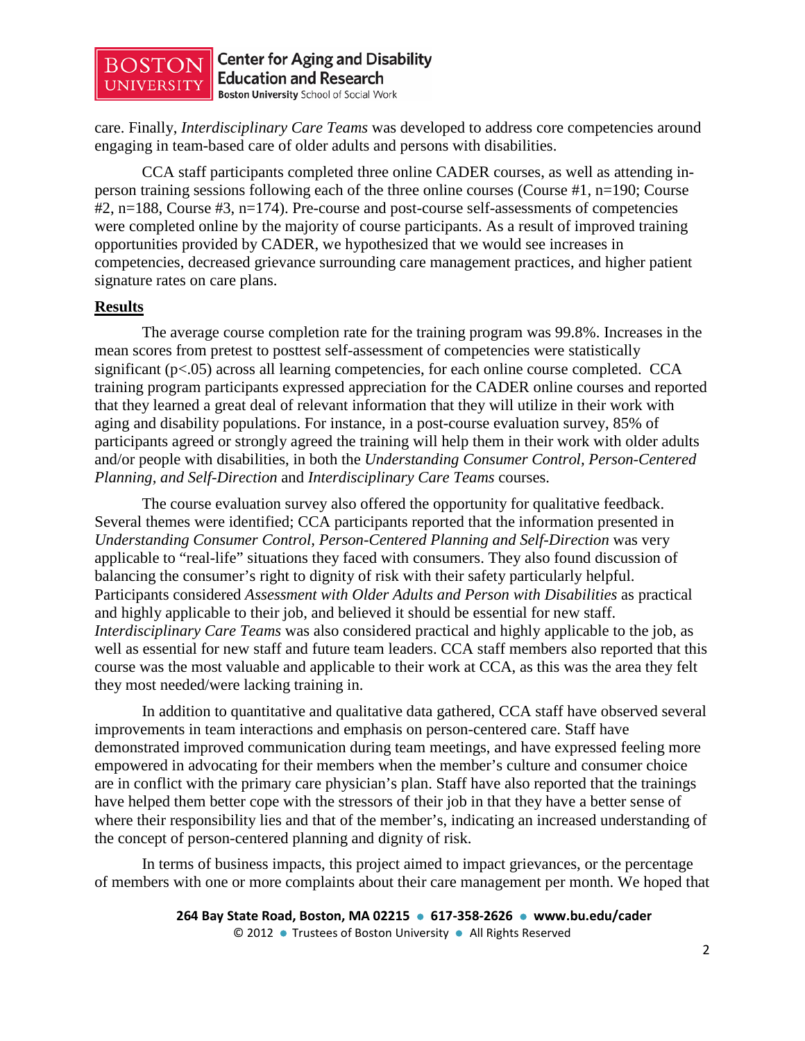care. Finally, *Interdisciplinary Care Teams* was developed to address core competencies around engaging in team-based care of older adults and persons with disabilities.

CCA staff participants completed three online CADER courses, as well as attending in-person training sessions following each of the three online courses (Course #1, n=190; Course #2, n=188, Course #3, n=174). Pre-course and post-course self-assessments of competencies were completed online by the majority of course participants. As a result of improved training opportunities provided by CADER, we hypothesized that we would see increases in competencies, decreased grievance surrounding care management practices, and higher patient signature rates on care plans.

## Results

The average course completion rate for the training program was 99.8%. Increases in the mean scores from pretest to posttest self-assessment of competencies were statistically significant ($p<.05$) across all learning competencies, for each online course completed. CCA training program participants expressed appreciation for the CADER online courses and reported that they learned a great deal of relevant information that they will utilize in their work with aging and disability populations. For instance, in a post-course evaluation survey, 85% of participants agreed or strongly agreed the training will help them in their work with older adults and/or people with disabilities, in both the *Understanding Consumer Control, Person-Centered Planning, and Self-Direction* and *Interdisciplinary Care Teams* courses.

The course evaluation survey also offered the opportunity for qualitative feedback. Several themes were identified; CCA participants reported that the information presented in *Understanding Consumer Control, Person-Centered Planning and Self-Direction* was very applicable to "real-life" situations they faced with consumers. They also found discussion of balancing the consumer's right to dignity of risk with their safety particularly helpful. Participants considered *Assessment with Older Adults and Person with Disabilities* as practical and highly applicable to their job, and believed it should be essential for new staff. *Interdisciplinary Care Teams* was also considered practical and highly applicable to the job, as well as essential for new staff and future team leaders. CCA staff members also reported that this course was the most valuable and applicable to their work at CCA, as this was the area they felt they most needed/were lacking training in.

In addition to quantitative and qualitative data gathered, CCA staff have observed several improvements in team interactions and emphasis on person-centered care. Staff have demonstrated improved communication during team meetings, and have expressed feeling more empowered in advocating for their members when the member's culture and consumer choice are in conflict with the primary care physician's plan. Staff have also reported that the trainings have helped them better cope with the stressors of their job in that they have a better sense of where their responsibility lies and that of the member's, indicating an increased understanding of the concept of person-centered planning and dignity of risk.

In terms of business impacts, this project aimed to impact grievances, or the percentage of members with one or more complaints about their care management per month. We hoped that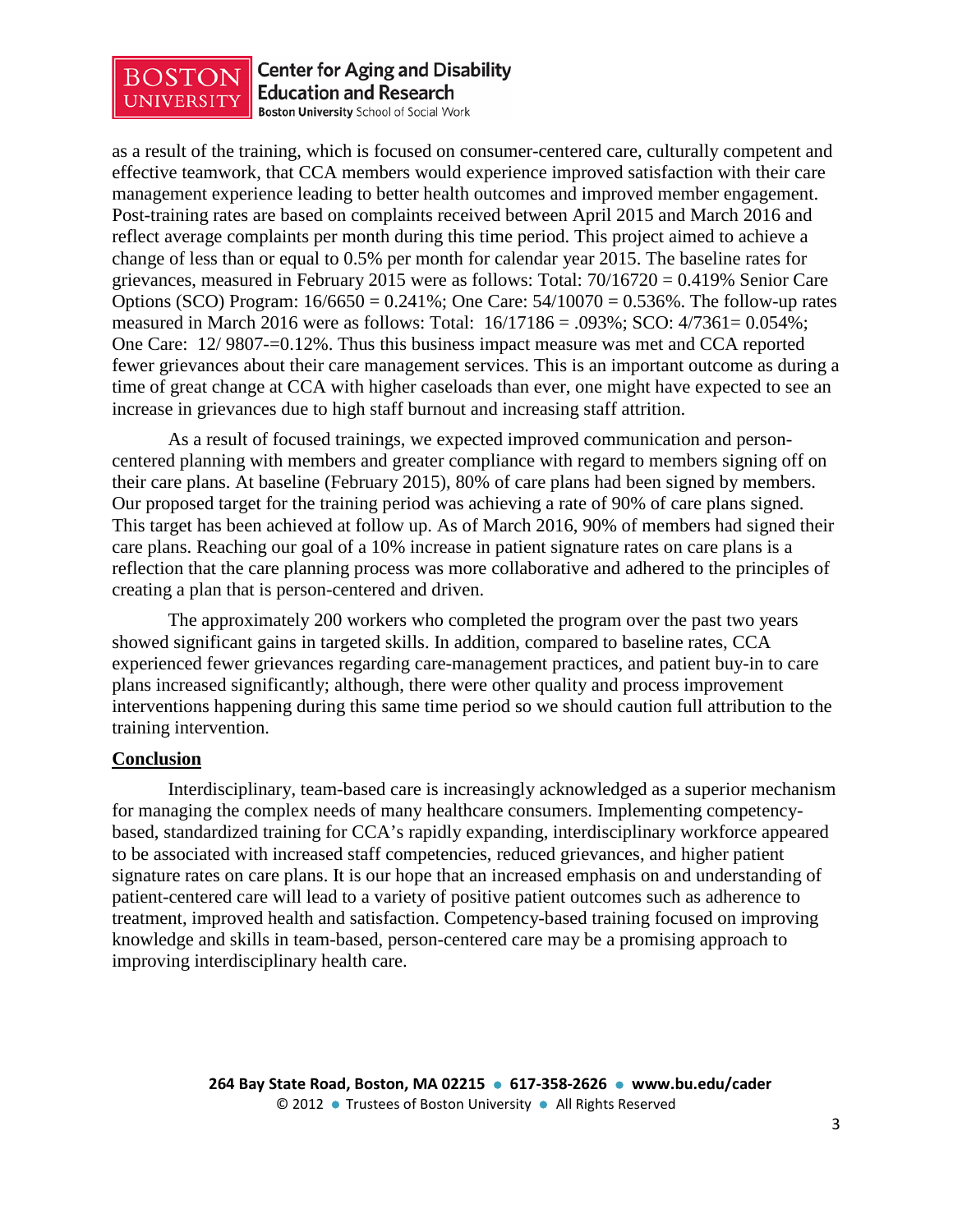as a result of the training, which is focused on consumer-centered care, culturally competent and effective teamwork, that CCA members would experience improved satisfaction with their care management experience leading to better health outcomes and improved member engagement. Post-training rates are based on complaints received between April 2015 and March 2016 and reflect average complaints per month during this time period. This project aimed to achieve a change of less than or equal to 0.5% per month for calendar year 2015. The baseline rates for grievances, measured in February 2015 were as follows: Total: 70/16720 = 0.419% Senior Care Options (SCO) Program: 16/6650 = 0.241%; One Care: 54/10070 = 0.536%. The follow-up rates measured in March 2016 were as follows: Total: 16/17186 = .093%; SCO: 4/7361= 0.054%; One Care: 12/ 9807-=0.12%. Thus this business impact measure was met and CCA reported fewer grievances about their care management services. This is an important outcome as during a time of great change at CCA with higher caseloads than ever, one might have expected to see an increase in grievances due to high staff burnout and increasing staff attrition.

As a result of focused trainings, we expected improved communication and person-centered planning with members and greater compliance with regard to members signing off on their care plans. At baseline (February 2015), 80% of care plans had been signed by members. Our proposed target for the training period was achieving a rate of 90% of care plans signed. This target has been achieved at follow up. As of March 2016, 90% of members had signed their care plans. Reaching our goal of a 10% increase in patient signature rates on care plans is a reflection that the care planning process was more collaborative and adhered to the principles of creating a plan that is person-centered and driven.

The approximately 200 workers who completed the program over the past two years showed significant gains in targeted skills. In addition, compared to baseline rates, CCA experienced fewer grievances regarding care-management practices, and patient buy-in to care plans increased significantly; although, there were other quality and process improvement interventions happening during this same time period so we should caution full attribution to the training intervention.

## Conclusion

Interdisciplinary, team-based care is increasingly acknowledged as a superior mechanism for managing the complex needs of many healthcare consumers. Implementing competency-based, standardized training for CCA's rapidly expanding, interdisciplinary workforce appeared to be associated with increased staff competencies, reduced grievances, and higher patient signature rates on care plans. It is our hope that an increased emphasis on and understanding of patient-centered care will lead to a variety of positive patient outcomes such as adherence to treatment, improved health and satisfaction. Competency-based training focused on improving knowledge and skills in team-based, person-centered care may be a promising approach to improving interdisciplinary health care.